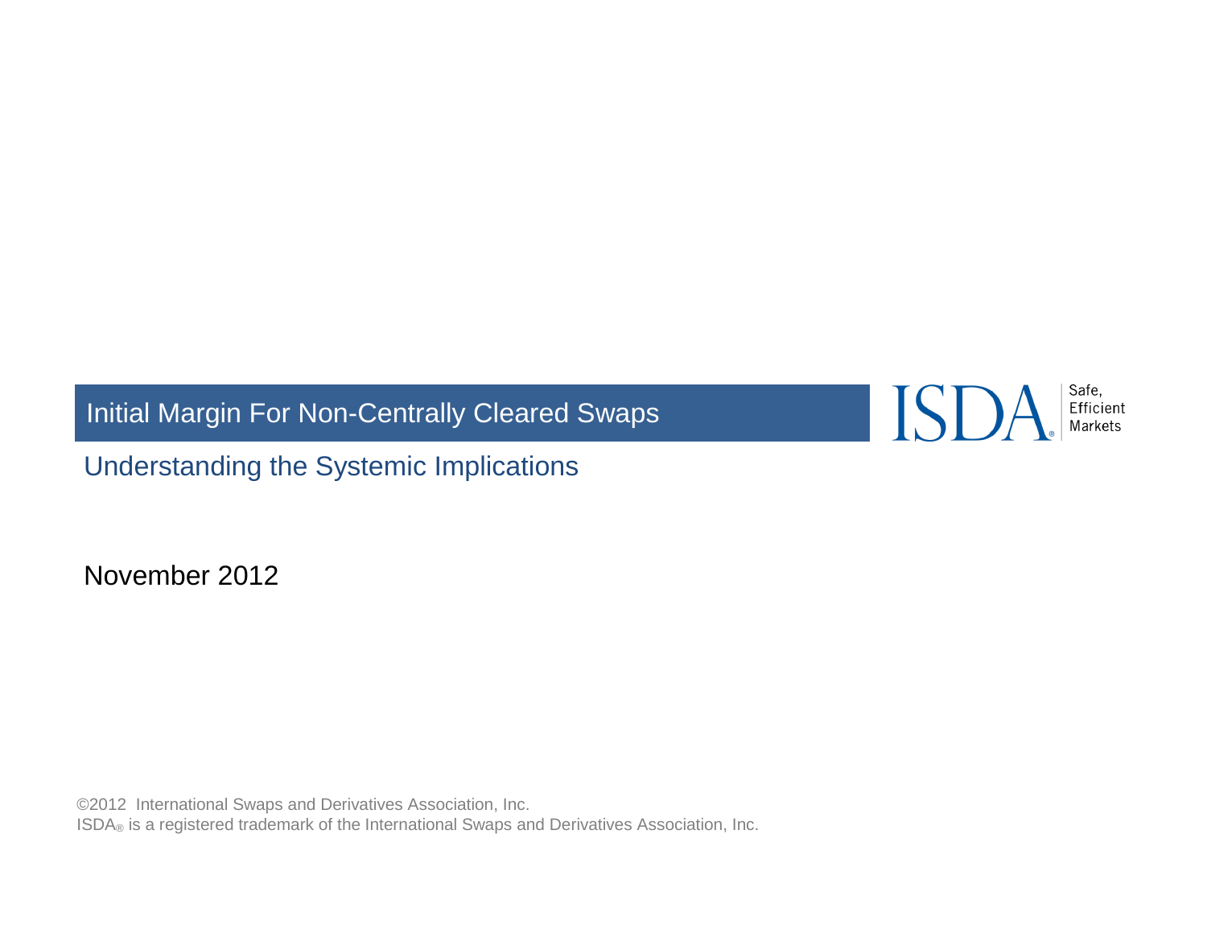# Initial Margin For Non-Centrally Cleared Swaps

## Understanding the Systemic Implications

November 2012

©2012 International Swaps and Derivatives Association, Inc.
ISDA® is a registered trademark of the International Swaps and Derivatives Association, Inc.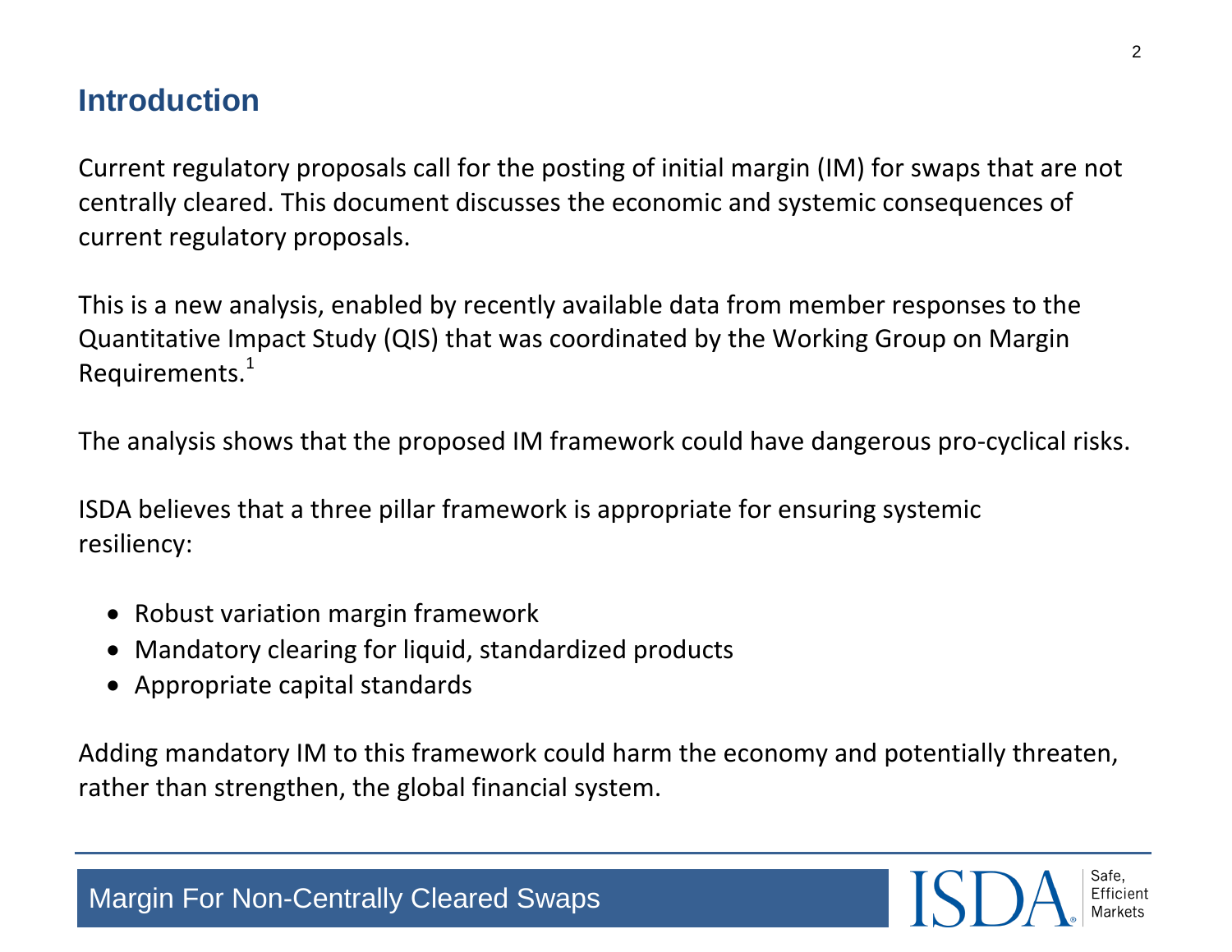## Introduction

Current regulatory proposals call for the posting of initial margin (IM) for swaps that are not centrally cleared. This document discusses the economic and systemic consequences of current regulatory proposals.

This is a new analysis, enabled by recently available data from member responses to the Quantitative Impact Study (QIS) that was coordinated by the Working Group on Margin Requirements.[1]

The analysis shows that the proposed IM framework could have dangerous pro-cyclical risks.

ISDA believes that a three pillar framework is appropriate for ensuring systemic resiliency:

- Robust variation margin framework
- Mandatory clearing for liquid, standardized products
- Appropriate capital standards

Adding mandatory IM to this framework could harm the economy and potentially threaten, rather than strengthen, the global financial system.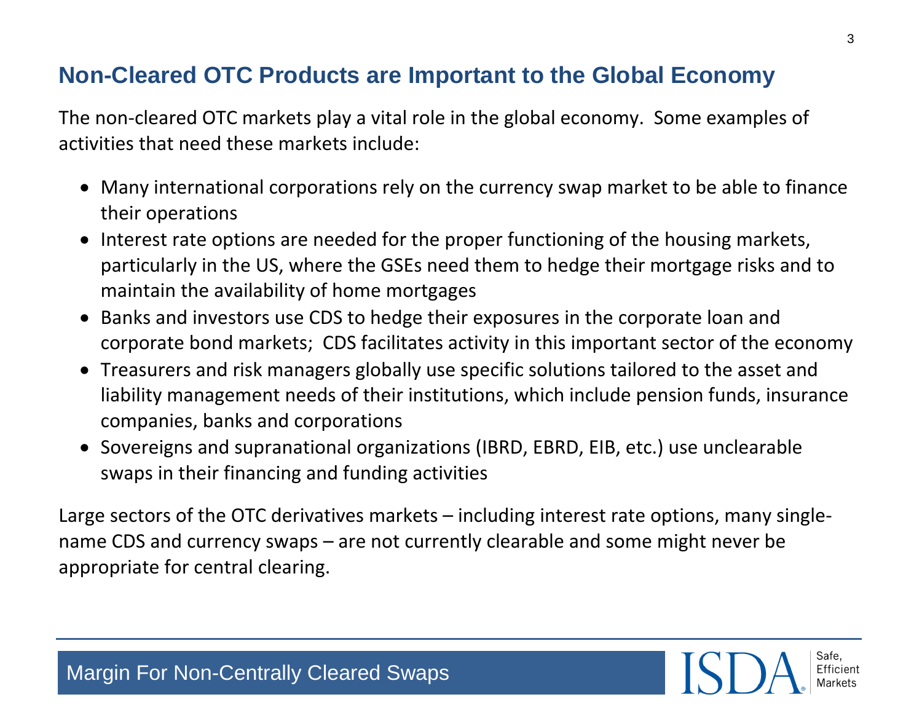## Non-Cleared OTC Products are Important to the Global Economy

The non-cleared OTC markets play a vital role in the global economy. Some examples of activities that need these markets include:

- Many international corporations rely on the currency swap market to be able to finance their operations
- Interest rate options are needed for the proper functioning of the housing markets, particularly in the US, where the GSEs need them to hedge their mortgage risks and to maintain the availability of home mortgages
- Banks and investors use CDS to hedge their exposures in the corporate loan and corporate bond markets; CDS facilitates activity in this important sector of the economy
- Treasurers and risk managers globally use specific solutions tailored to the asset and liability management needs of their institutions, which include pension funds, insurance companies, banks and corporations
- Sovereigns and supranational organizations (IBRD, EBRD, EIB, etc.) use unclearable swaps in their financing and funding activities

Large sectors of the OTC derivatives markets – including interest rate options, many single-name CDS and currency swaps – are not currently clearable and some might never be appropriate for central clearing.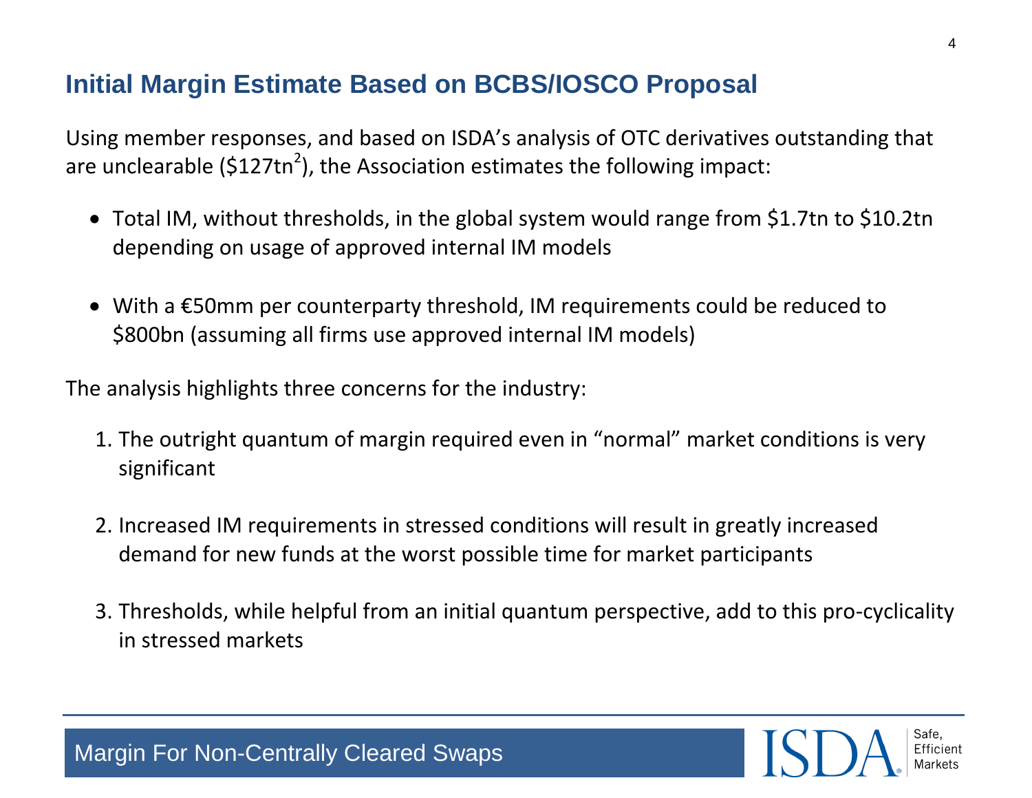## Initial Margin Estimate Based on BCBS/IOSCO Proposal

Using member responses, and based on ISDA's analysis of OTC derivatives outstanding that are unclearable ($127tn[2]), the Association estimates the following impact:

- Total IM, without thresholds, in the global system would range from $1.7tn to $10.2tn depending on usage of approved internal IM models

- With a €50mm per counterparty threshold, IM requirements could be reduced to $800bn (assuming all firms use approved internal IM models)

The analysis highlights three concerns for the industry:

1. The outright quantum of margin required even in "normal" market conditions is very significant

2. Increased IM requirements in stressed conditions will result in greatly increased demand for new funds at the worst possible time for market participants

3. Thresholds, while helpful from an initial quantum perspective, add to this pro-cyclicality in stressed markets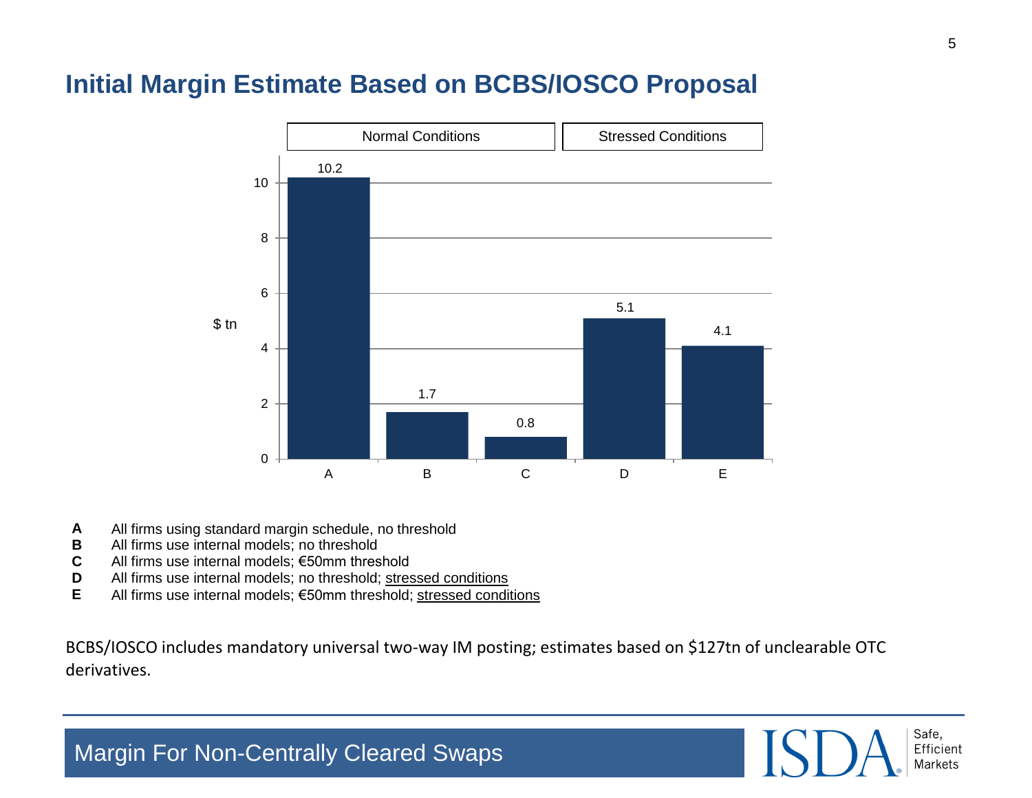# Initial Margin Estimate Based on BCBS/IOSCO Proposal

| Scenario | Conditions | $ tn |
|---|---|---|
| A | Normal Conditions | 10.2 |
| B | Normal Conditions | 1.7 |
| C | Normal Conditions | 0.8 |
| D | Stressed Conditions | 5.1 |
| E | Stressed Conditions | 4.1 |

- **A** All firms using standard margin schedule, no threshold
- **B** All firms use internal models; no threshold
- **C** All firms use internal models; €50mm threshold
- **D** All firms use internal models; no threshold; stressed conditions
- **E** All firms use internal models; €50mm threshold; stressed conditions

BCBS/IOSCO includes mandatory universal two-way IM posting; estimates based on $127tn of unclearable OTC derivatives.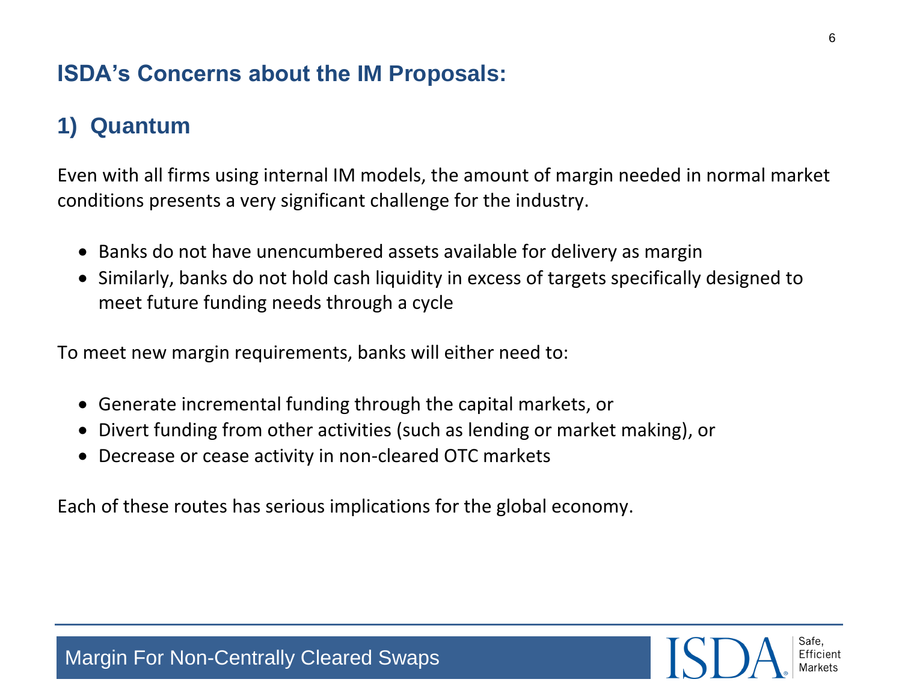## ISDA's Concerns about the IM Proposals:

## 1) Quantum

Even with all firms using internal IM models, the amount of margin needed in normal market conditions presents a very significant challenge for the industry.

- Banks do not have unencumbered assets available for delivery as margin
- Similarly, banks do not hold cash liquidity in excess of targets specifically designed to meet future funding needs through a cycle

To meet new margin requirements, banks will either need to:

- Generate incremental funding through the capital markets, or
- Divert funding from other activities (such as lending or market making), or
- Decrease or cease activity in non-cleared OTC markets

Each of these routes has serious implications for the global economy.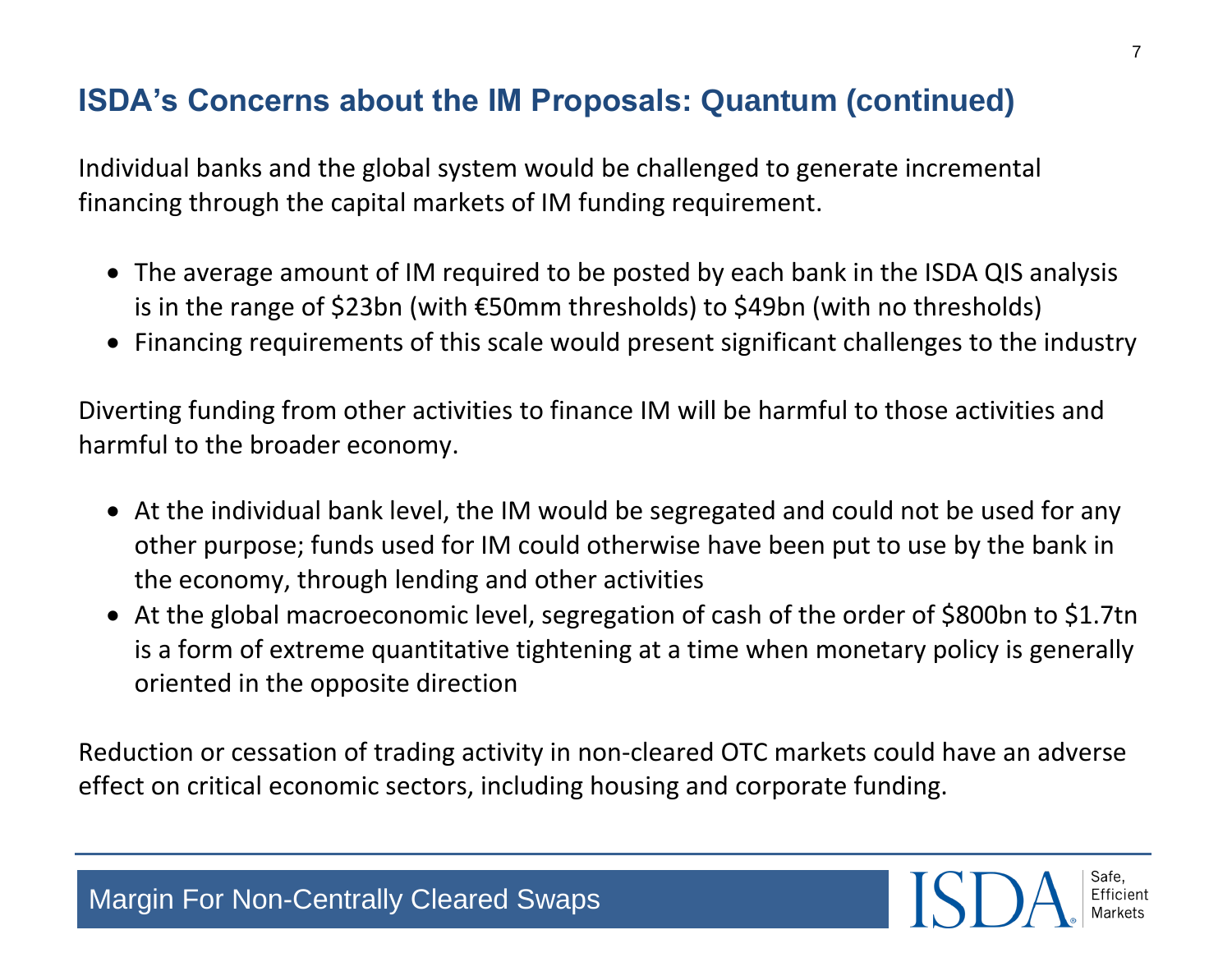## ISDA's Concerns about the IM Proposals: Quantum (continued)

Individual banks and the global system would be challenged to generate incremental financing through the capital markets of IM funding requirement.

- The average amount of IM required to be posted by each bank in the ISDA QIS analysis is in the range of $23bn (with €50mm thresholds) to $49bn (with no thresholds)
- Financing requirements of this scale would present significant challenges to the industry

Diverting funding from other activities to finance IM will be harmful to those activities and harmful to the broader economy.

- At the individual bank level, the IM would be segregated and could not be used for any other purpose; funds used for IM could otherwise have been put to use by the bank in the economy, through lending and other activities
- At the global macroeconomic level, segregation of cash of the order of $800bn to $1.7tn is a form of extreme quantitative tightening at a time when monetary policy is generally oriented in the opposite direction

Reduction or cessation of trading activity in non-cleared OTC markets could have an adverse effect on critical economic sectors, including housing and corporate funding.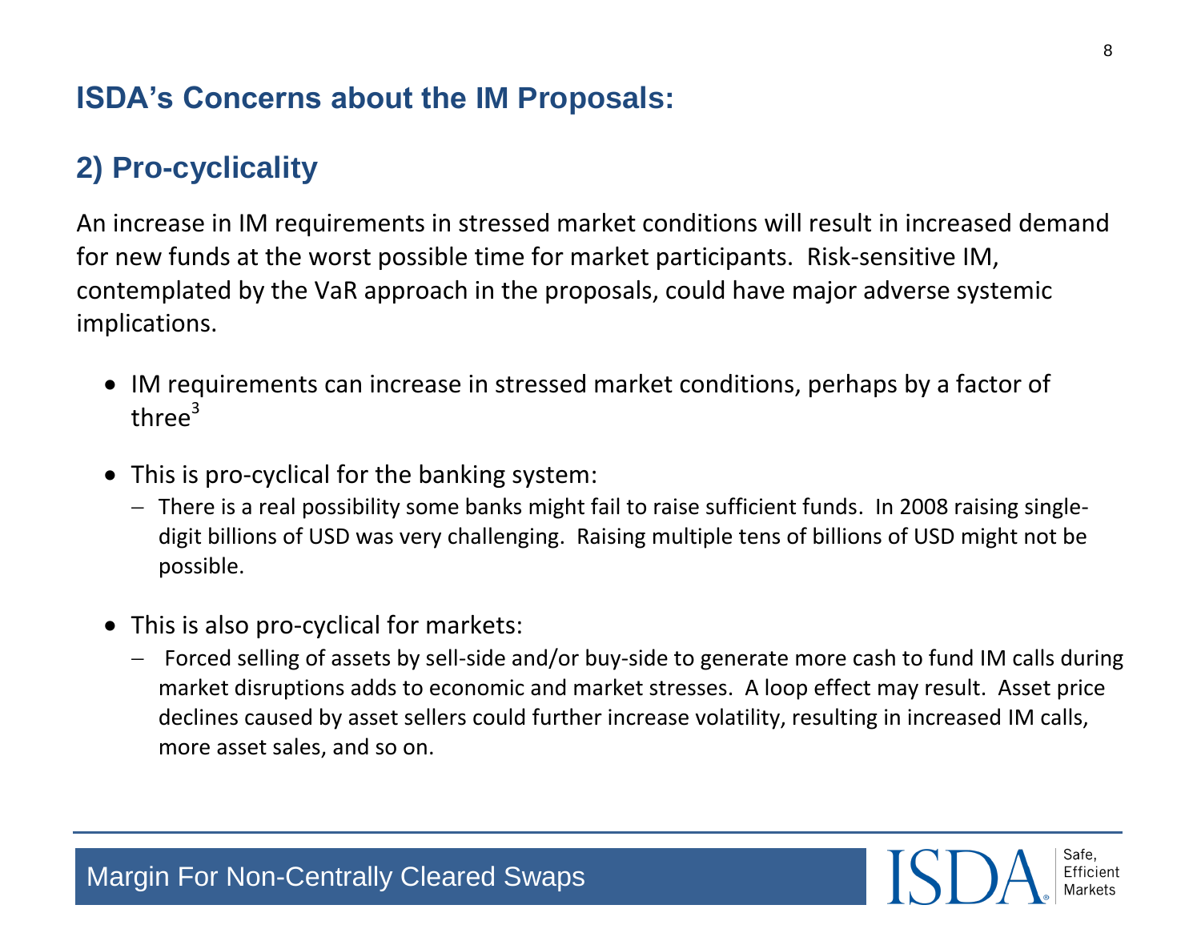## ISDA's Concerns about the IM Proposals:

## 2) Pro-cyclicality

An increase in IM requirements in stressed market conditions will result in increased demand for new funds at the worst possible time for market participants. Risk-sensitive IM, contemplated by the VaR approach in the proposals, could have major adverse systemic implications.

- IM requirements can increase in stressed market conditions, perhaps by a factor of three[3]
- This is pro-cyclical for the banking system:
  - There is a real possibility some banks might fail to raise sufficient funds. In 2008 raising single-digit billions of USD was very challenging. Raising multiple tens of billions of USD might not be possible.
- This is also pro-cyclical for markets:
  - Forced selling of assets by sell-side and/or buy-side to generate more cash to fund IM calls during market disruptions adds to economic and market stresses. A loop effect may result. Asset price declines caused by asset sellers could further increase volatility, resulting in increased IM calls, more asset sales, and so on.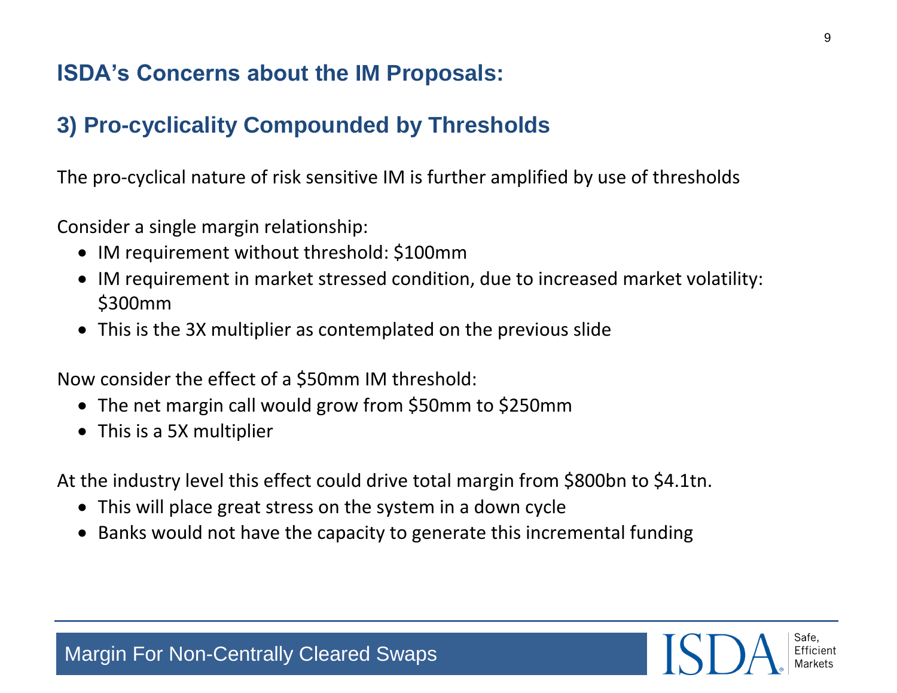# ISDA's Concerns about the IM Proposals:

## 3) Pro-cyclicality Compounded by Thresholds

The pro-cyclical nature of risk sensitive IM is further amplified by use of thresholds

Consider a single margin relationship:

- IM requirement without threshold: $100mm
- IM requirement in market stressed condition, due to increased market volatility: $300mm
- This is the 3X multiplier as contemplated on the previous slide

Now consider the effect of a $50mm IM threshold:

- The net margin call would grow from $50mm to $250mm
- This is a 5X multiplier

At the industry level this effect could drive total margin from $800bn to $4.1tn.

- This will place great stress on the system in a down cycle
- Banks would not have the capacity to generate this incremental funding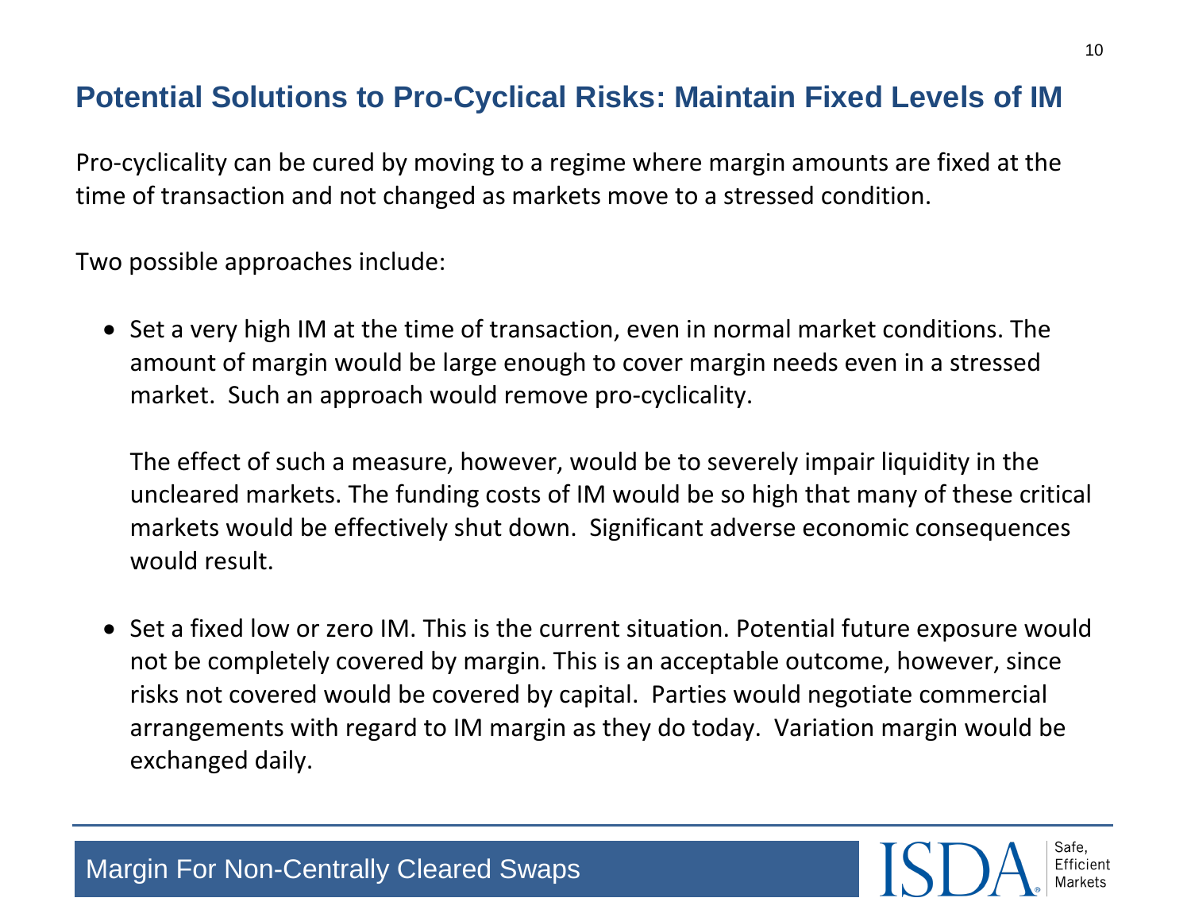## Potential Solutions to Pro-Cyclical Risks: Maintain Fixed Levels of IM

Pro-cyclicality can be cured by moving to a regime where margin amounts are fixed at the time of transaction and not changed as markets move to a stressed condition.

Two possible approaches include:

- Set a very high IM at the time of transaction, even in normal market conditions. The amount of margin would be large enough to cover margin needs even in a stressed market. Such an approach would remove pro-cyclicality.

  The effect of such a measure, however, would be to severely impair liquidity in the uncleared markets. The funding costs of IM would be so high that many of these critical markets would be effectively shut down. Significant adverse economic consequences would result.

- Set a fixed low or zero IM. This is the current situation. Potential future exposure would not be completely covered by margin. This is an acceptable outcome, however, since risks not covered would be covered by capital. Parties would negotiate commercial arrangements with regard to IM margin as they do today. Variation margin would be exchanged daily.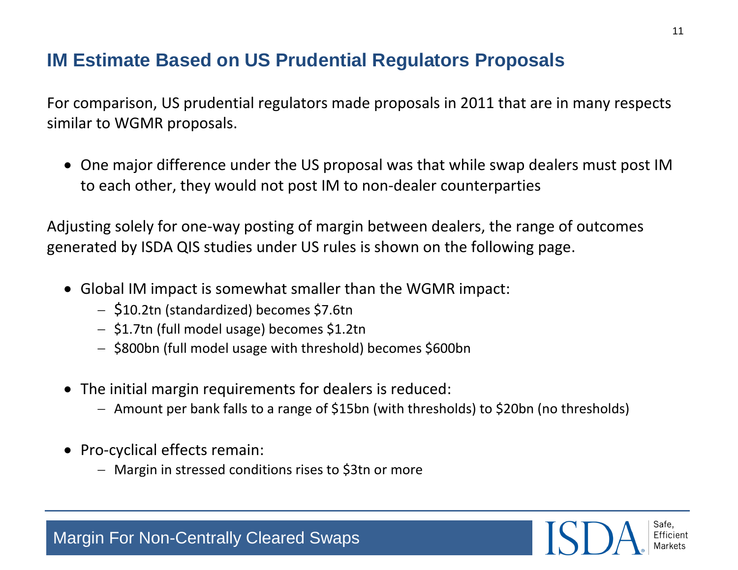# IM Estimate Based on US Prudential Regulators Proposals

For comparison, US prudential regulators made proposals in 2011 that are in many respects similar to WGMR proposals.

- One major difference under the US proposal was that while swap dealers must post IM to each other, they would not post IM to non-dealer counterparties

Adjusting solely for one-way posting of margin between dealers, the range of outcomes generated by ISDA QIS studies under US rules is shown on the following page.

- Global IM impact is somewhat smaller than the WGMR impact:
  - $10.2tn (standardized) becomes $7.6tn
  - $1.7tn (full model usage) becomes $1.2tn
  - $800bn (full model usage with threshold) becomes $600bn

- The initial margin requirements for dealers is reduced:
  - Amount per bank falls to a range of $15bn (with thresholds) to $20bn (no thresholds)

- Pro-cyclical effects remain:
  - Margin in stressed conditions rises to $3tn or more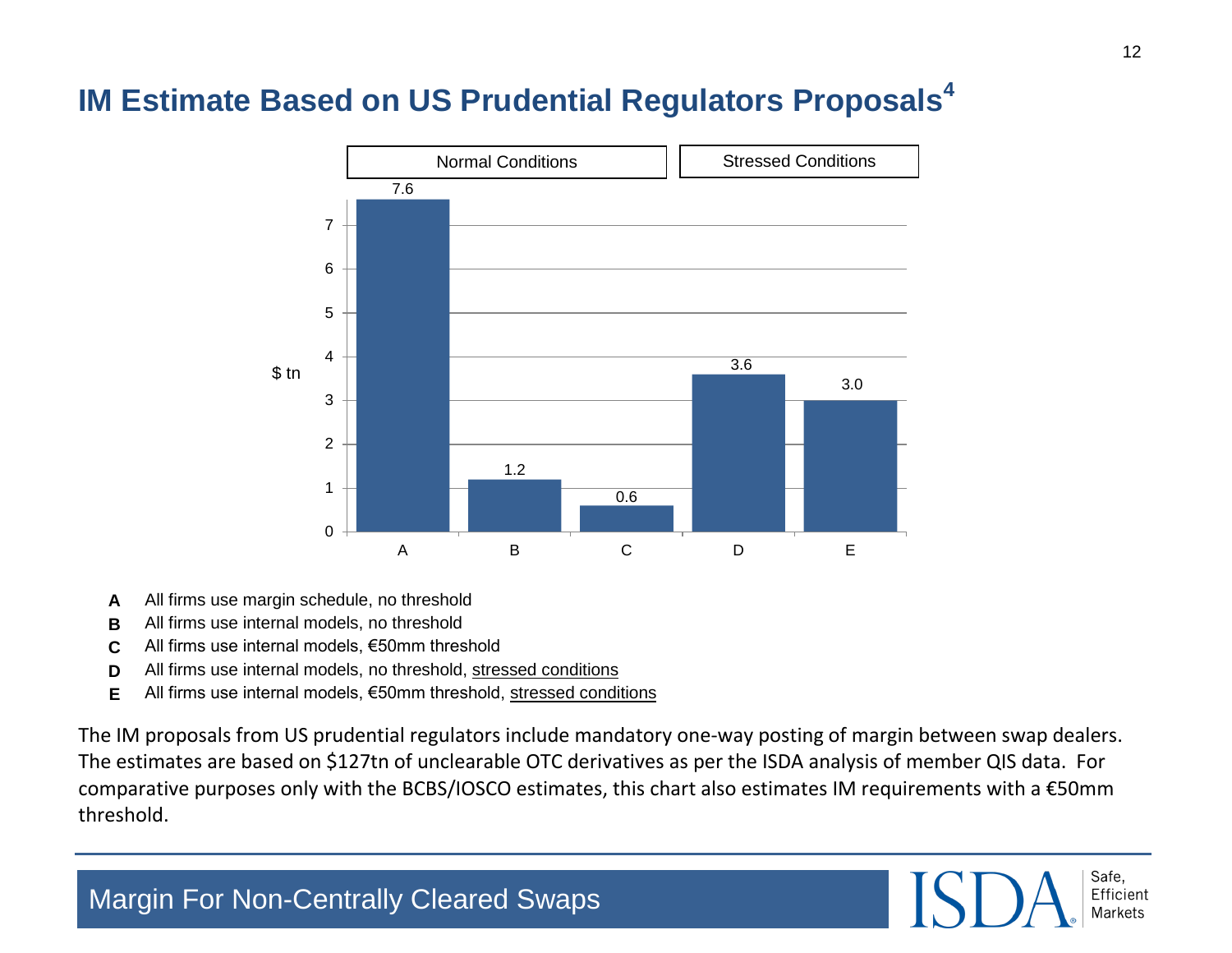# IM Estimate Based on US Prudential Regulators Proposals[4]

| | Normal Conditions | | | Stressed Conditions | |
|---|---|---|---|---|---|
| | A | B | C | D | E |
| $ tn | 7.6 | 1.2 | 0.6 | 3.6 | 3.0 |

**A** All firms use margin schedule, no threshold

**B** All firms use internal models, no threshold

**C** All firms use internal models, €50mm threshold

**D** All firms use internal models, no threshold, stressed conditions

**E** All firms use internal models, €50mm threshold, stressed conditions

The IM proposals from US prudential regulators include mandatory one-way posting of margin between swap dealers. The estimates are based on $127tn of unclearable OTC derivatives as per the ISDA analysis of member QIS data. For comparative purposes only with the BCBS/IOSCO estimates, this chart also estimates IM requirements with a €50mm threshold.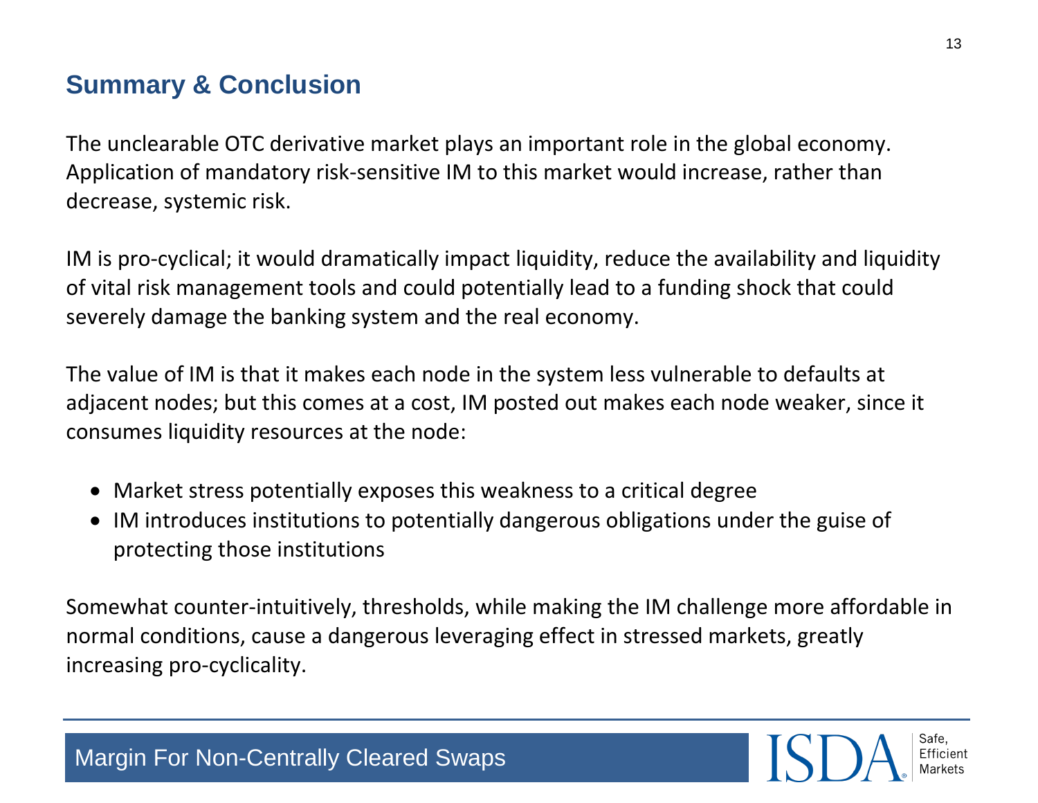## Summary & Conclusion

The unclearable OTC derivative market plays an important role in the global economy. Application of mandatory risk-sensitive IM to this market would increase, rather than decrease, systemic risk.

IM is pro-cyclical; it would dramatically impact liquidity, reduce the availability and liquidity of vital risk management tools and could potentially lead to a funding shock that could severely damage the banking system and the real economy.

The value of IM is that it makes each node in the system less vulnerable to defaults at adjacent nodes; but this comes at a cost, IM posted out makes each node weaker, since it consumes liquidity resources at the node:

- Market stress potentially exposes this weakness to a critical degree
- IM introduces institutions to potentially dangerous obligations under the guise of protecting those institutions

Somewhat counter-intuitively, thresholds, while making the IM challenge more affordable in normal conditions, cause a dangerous leveraging effect in stressed markets, greatly increasing pro-cyclicality.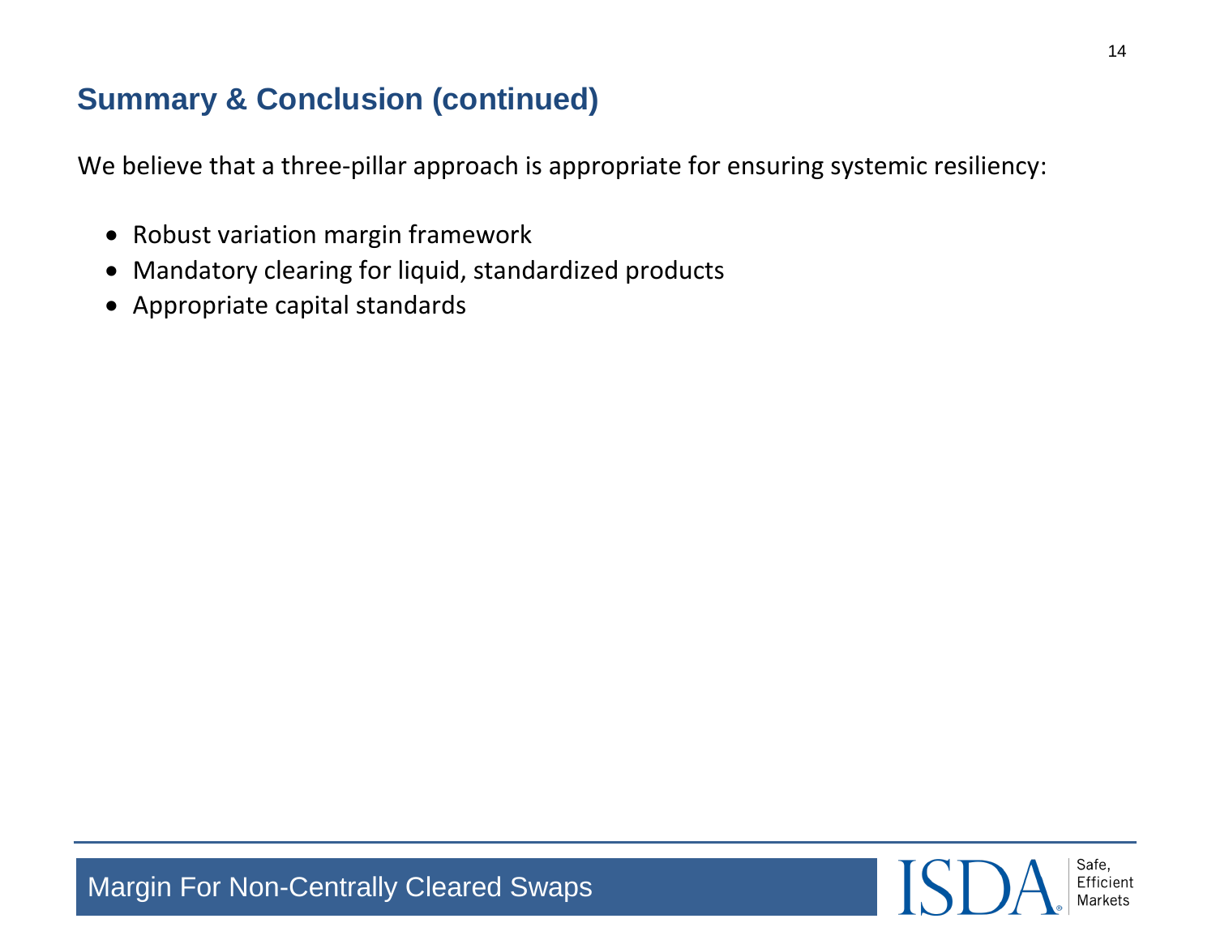## Summary & Conclusion (continued)

We believe that a three-pillar approach is appropriate for ensuring systemic resiliency:

- Robust variation margin framework
- Mandatory clearing for liquid, standardized products
- Appropriate capital standards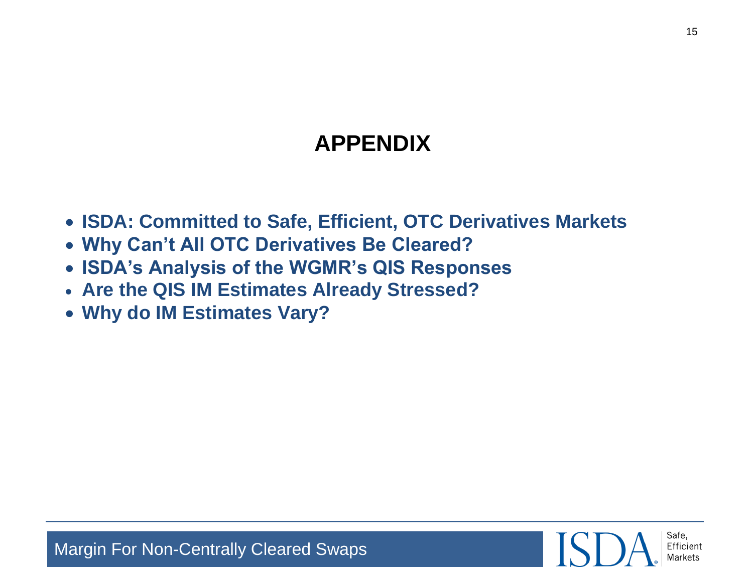# APPENDIX

- **ISDA: Committed to Safe, Efficient, OTC Derivatives Markets**
- **Why Can't All OTC Derivatives Be Cleared?**
- **ISDA's Analysis of the WGMR's QIS Responses**
- **Are the QIS IM Estimates Already Stressed?**
- **Why do IM Estimates Vary?**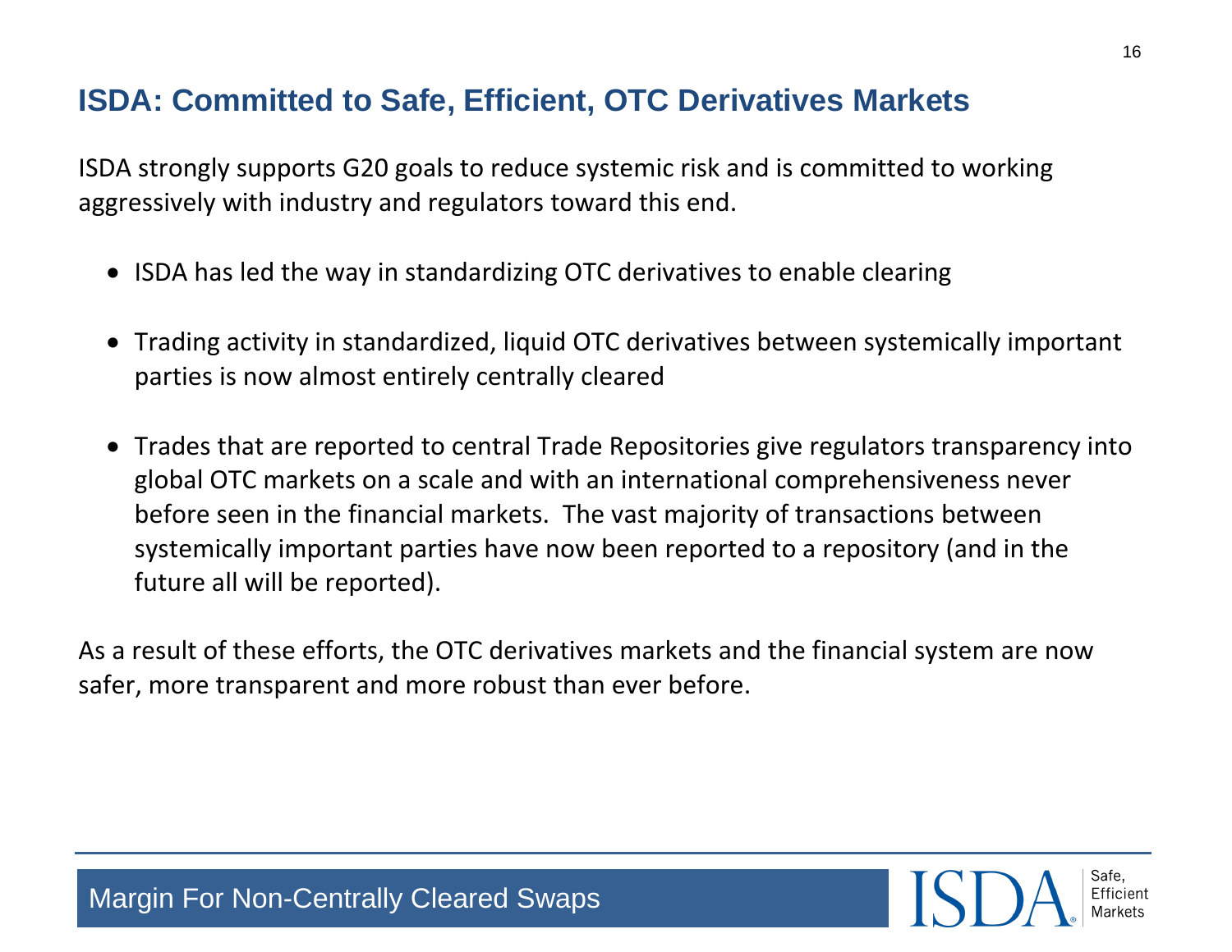## ISDA: Committed to Safe, Efficient, OTC Derivatives Markets

ISDA strongly supports G20 goals to reduce systemic risk and is committed to working aggressively with industry and regulators toward this end.

- ISDA has led the way in standardizing OTC derivatives to enable clearing
- Trading activity in standardized, liquid OTC derivatives between systemically important parties is now almost entirely centrally cleared
- Trades that are reported to central Trade Repositories give regulators transparency into global OTC markets on a scale and with an international comprehensiveness never before seen in the financial markets. The vast majority of transactions between systemically important parties have now been reported to a repository (and in the future all will be reported).

As a result of these efforts, the OTC derivatives markets and the financial system are now safer, more transparent and more robust than ever before.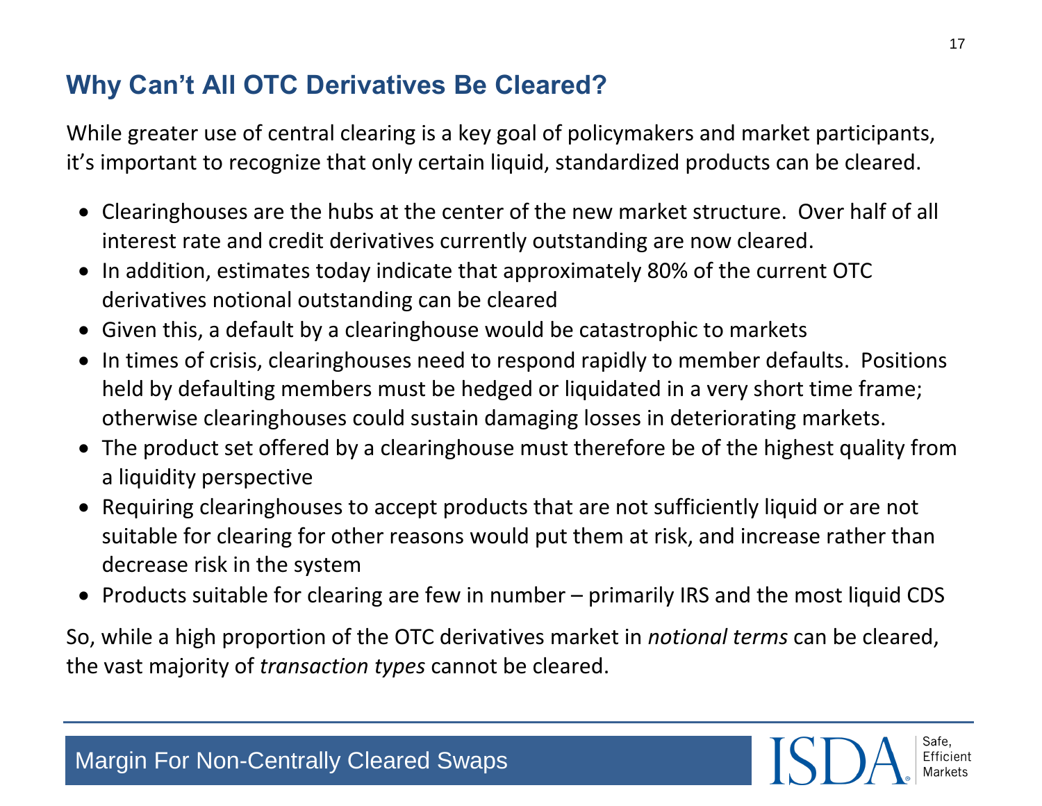## Why Can't All OTC Derivatives Be Cleared?

While greater use of central clearing is a key goal of policymakers and market participants, it's important to recognize that only certain liquid, standardized products can be cleared.

- Clearinghouses are the hubs at the center of the new market structure. Over half of all interest rate and credit derivatives currently outstanding are now cleared.
- In addition, estimates today indicate that approximately 80% of the current OTC derivatives notional outstanding can be cleared
- Given this, a default by a clearinghouse would be catastrophic to markets
- In times of crisis, clearinghouses need to respond rapidly to member defaults. Positions held by defaulting members must be hedged or liquidated in a very short time frame; otherwise clearinghouses could sustain damaging losses in deteriorating markets.
- The product set offered by a clearinghouse must therefore be of the highest quality from a liquidity perspective
- Requiring clearinghouses to accept products that are not sufficiently liquid or are not suitable for clearing for other reasons would put them at risk, and increase rather than decrease risk in the system
- Products suitable for clearing are few in number – primarily IRS and the most liquid CDS

So, while a high proportion of the OTC derivatives market in *notional terms* can be cleared, the vast majority of *transaction types* cannot be cleared.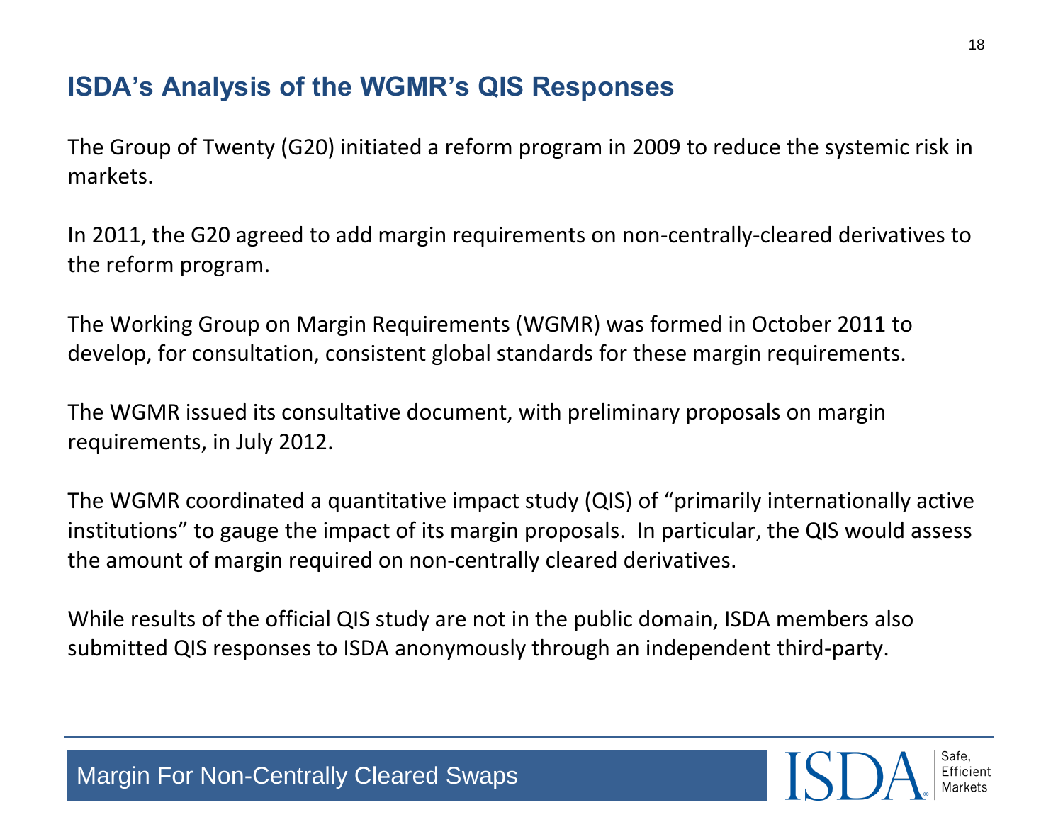## ISDA's Analysis of the WGMR's QIS Responses

The Group of Twenty (G20) initiated a reform program in 2009 to reduce the systemic risk in markets.

In 2011, the G20 agreed to add margin requirements on non-centrally-cleared derivatives to the reform program.

The Working Group on Margin Requirements (WGMR) was formed in October 2011 to develop, for consultation, consistent global standards for these margin requirements.

The WGMR issued its consultative document, with preliminary proposals on margin requirements, in July 2012.

The WGMR coordinated a quantitative impact study (QIS) of "primarily internationally active institutions" to gauge the impact of its margin proposals. In particular, the QIS would assess the amount of margin required on non-centrally cleared derivatives.

While results of the official QIS study are not in the public domain, ISDA members also submitted QIS responses to ISDA anonymously through an independent third-party.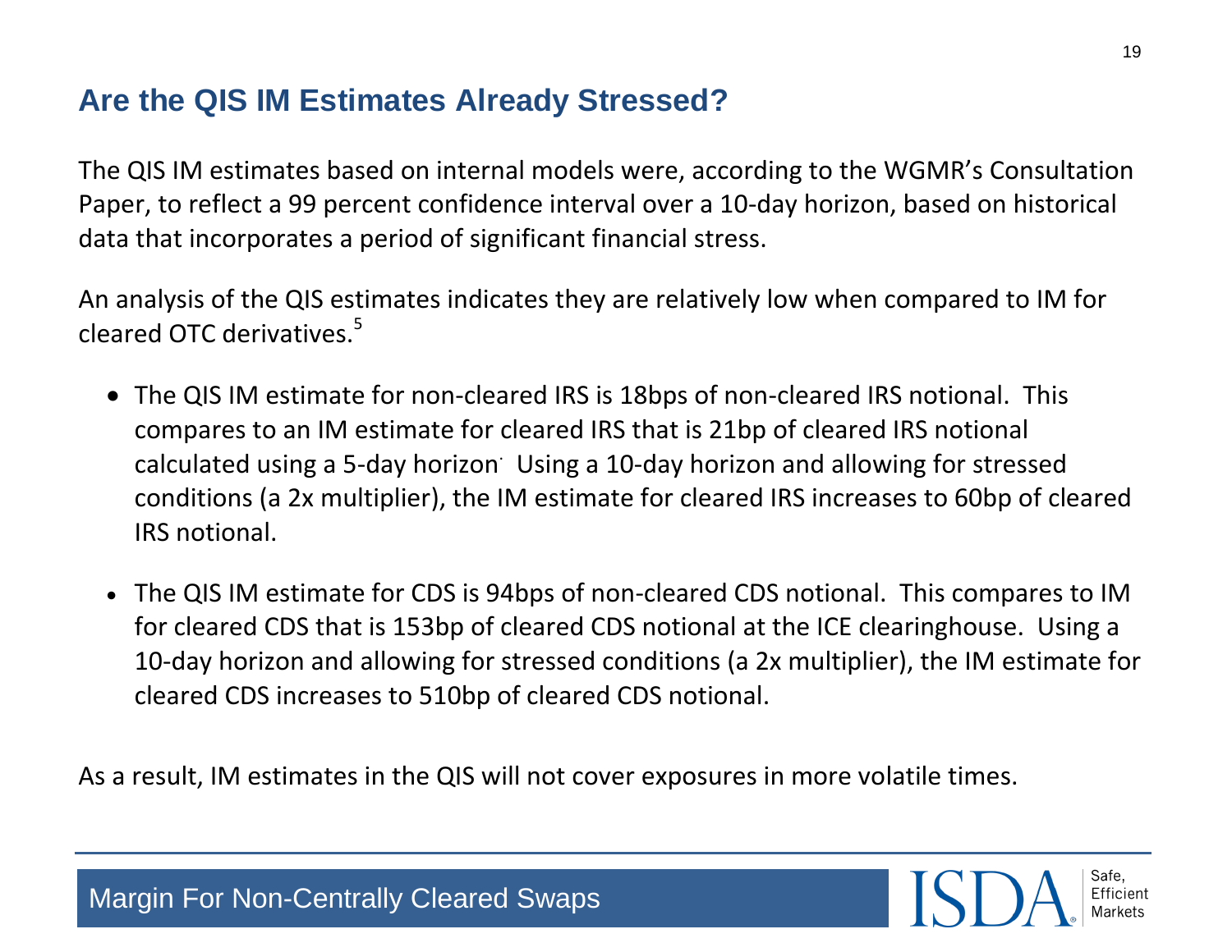## Are the QIS IM Estimates Already Stressed?

The QIS IM estimates based on internal models were, according to the WGMR's Consultation Paper, to reflect a 99 percent confidence interval over a 10-day horizon, based on historical data that incorporates a period of significant financial stress.

An analysis of the QIS estimates indicates they are relatively low when compared to IM for cleared OTC derivatives.[5]

- The QIS IM estimate for non-cleared IRS is 18bps of non-cleared IRS notional. This compares to an IM estimate for cleared IRS that is 21bp of cleared IRS notional calculated using a 5-day horizon. Using a 10-day horizon and allowing for stressed conditions (a 2x multiplier), the IM estimate for cleared IRS increases to 60bp of cleared IRS notional.

- The QIS IM estimate for CDS is 94bps of non-cleared CDS notional. This compares to IM for cleared CDS that is 153bp of cleared CDS notional at the ICE clearinghouse. Using a 10-day horizon and allowing for stressed conditions (a 2x multiplier), the IM estimate for cleared CDS increases to 510bp of cleared CDS notional.

As a result, IM estimates in the QIS will not cover exposures in more volatile times.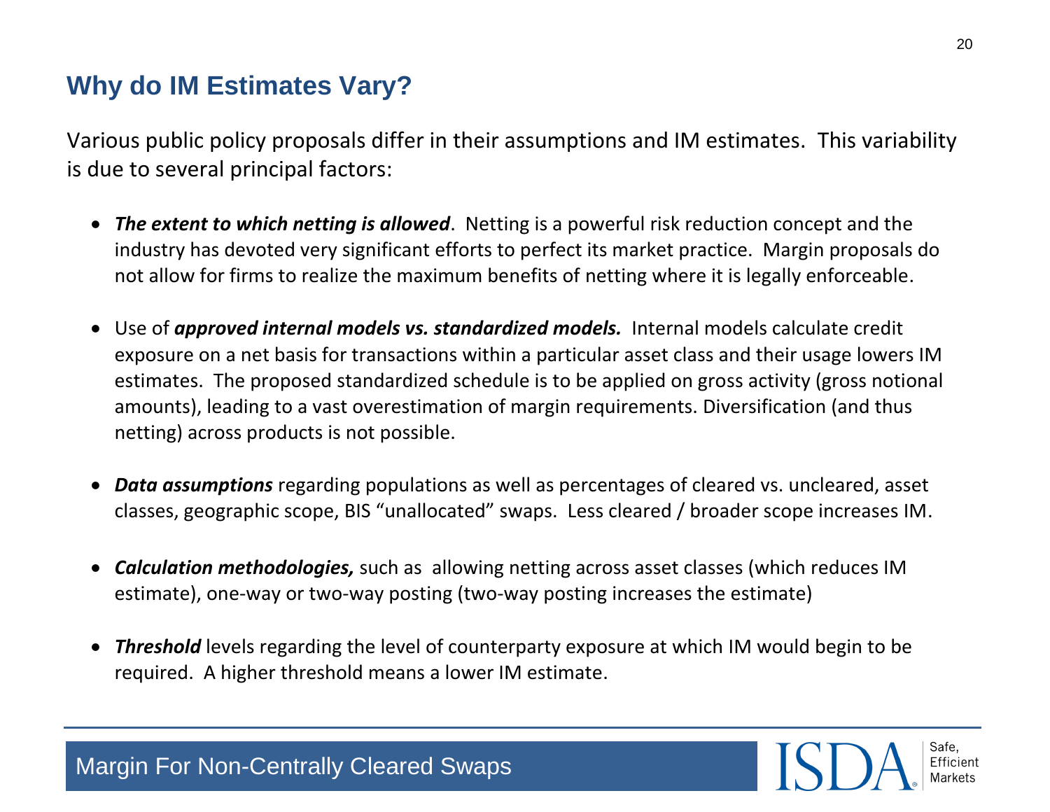## Why do IM Estimates Vary?

Various public policy proposals differ in their assumptions and IM estimates. This variability is due to several principal factors:

- ***The extent to which netting is allowed***. Netting is a powerful risk reduction concept and the industry has devoted very significant efforts to perfect its market practice. Margin proposals do not allow for firms to realize the maximum benefits of netting where it is legally enforceable.
- Use of ***approved internal models vs. standardized models.*** Internal models calculate credit exposure on a net basis for transactions within a particular asset class and their usage lowers IM estimates. The proposed standardized schedule is to be applied on gross activity (gross notional amounts), leading to a vast overestimation of margin requirements. Diversification (and thus netting) across products is not possible.
- ***Data assumptions*** regarding populations as well as percentages of cleared vs. uncleared, asset classes, geographic scope, BIS "unallocated" swaps. Less cleared / broader scope increases IM.
- ***Calculation methodologies,*** such as allowing netting across asset classes (which reduces IM estimate), one-way or two-way posting (two-way posting increases the estimate)
- ***Threshold*** levels regarding the level of counterparty exposure at which IM would begin to be required. A higher threshold means a lower IM estimate.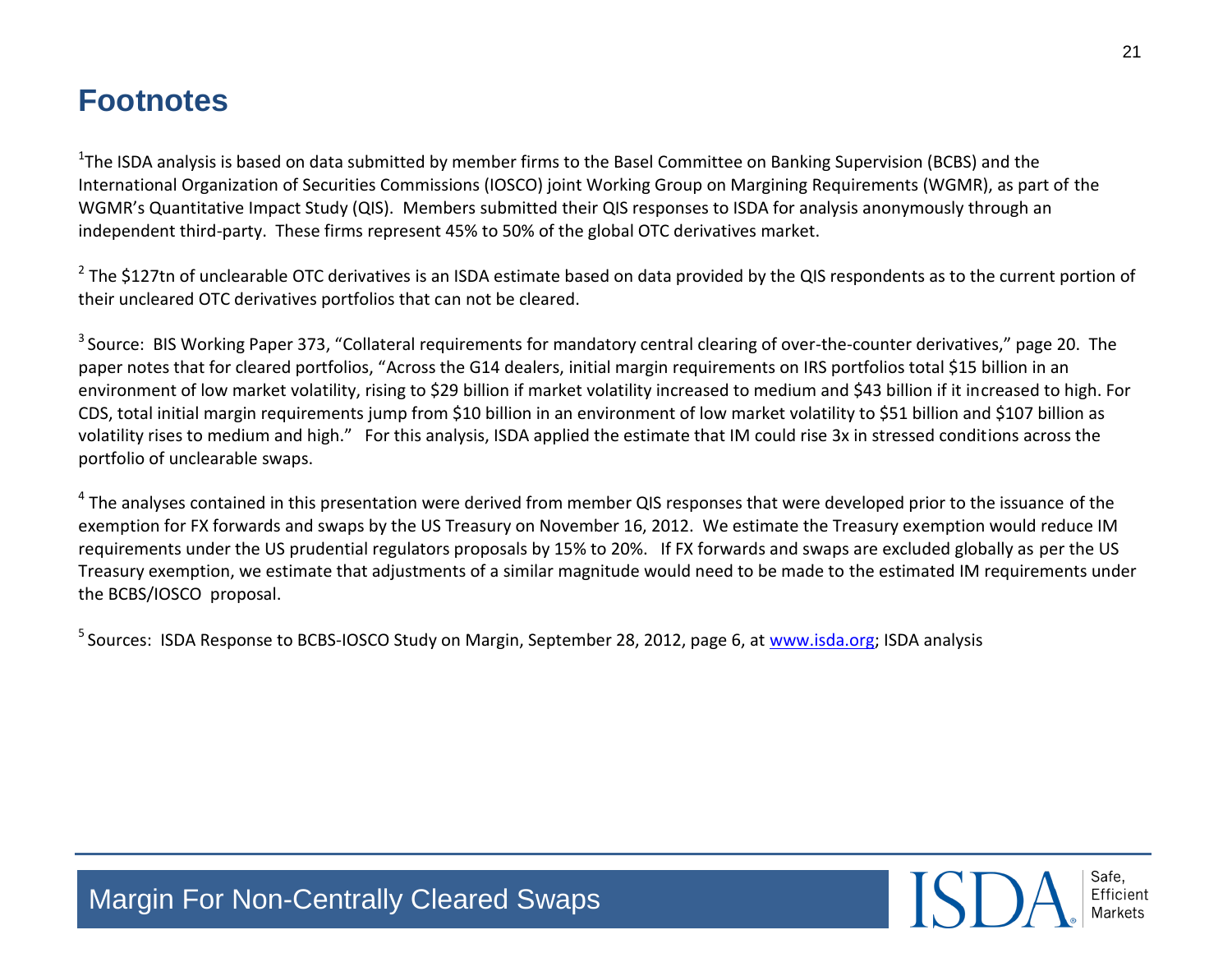# Footnotes

[1]The ISDA analysis is based on data submitted by member firms to the Basel Committee on Banking Supervision (BCBS) and the International Organization of Securities Commissions (IOSCO) joint Working Group on Margining Requirements (WGMR), as part of the WGMR's Quantitative Impact Study (QIS). Members submitted their QIS responses to ISDA for analysis anonymously through an independent third-party. These firms represent 45% to 50% of the global OTC derivatives market.

[2] The $127tn of unclearable OTC derivatives is an ISDA estimate based on data provided by the QIS respondents as to the current portion of their uncleared OTC derivatives portfolios that can not be cleared.

[3] Source: BIS Working Paper 373, "Collateral requirements for mandatory central clearing of over-the-counter derivatives," page 20. The paper notes that for cleared portfolios, "Across the G14 dealers, initial margin requirements on IRS portfolios total $15 billion in an environment of low market volatility, rising to $29 billion if market volatility increased to medium and $43 billion if it increased to high. For CDS, total initial margin requirements jump from $10 billion in an environment of low market volatility to $51 billion and $107 billion as volatility rises to medium and high." For this analysis, ISDA applied the estimate that IM could rise 3x in stressed conditions across the portfolio of unclearable swaps.

[4] The analyses contained in this presentation were derived from member QIS responses that were developed prior to the issuance of the exemption for FX forwards and swaps by the US Treasury on November 16, 2012. We estimate the Treasury exemption would reduce IM requirements under the US prudential regulators proposals by 15% to 20%. If FX forwards and swaps are excluded globally as per the US Treasury exemption, we estimate that adjustments of a similar magnitude would need to be made to the estimated IM requirements under the BCBS/IOSCO proposal.

[5] Sources: ISDA Response to BCBS-IOSCO Study on Margin, September 28, 2012, page 6, at www.isda.org; ISDA analysis